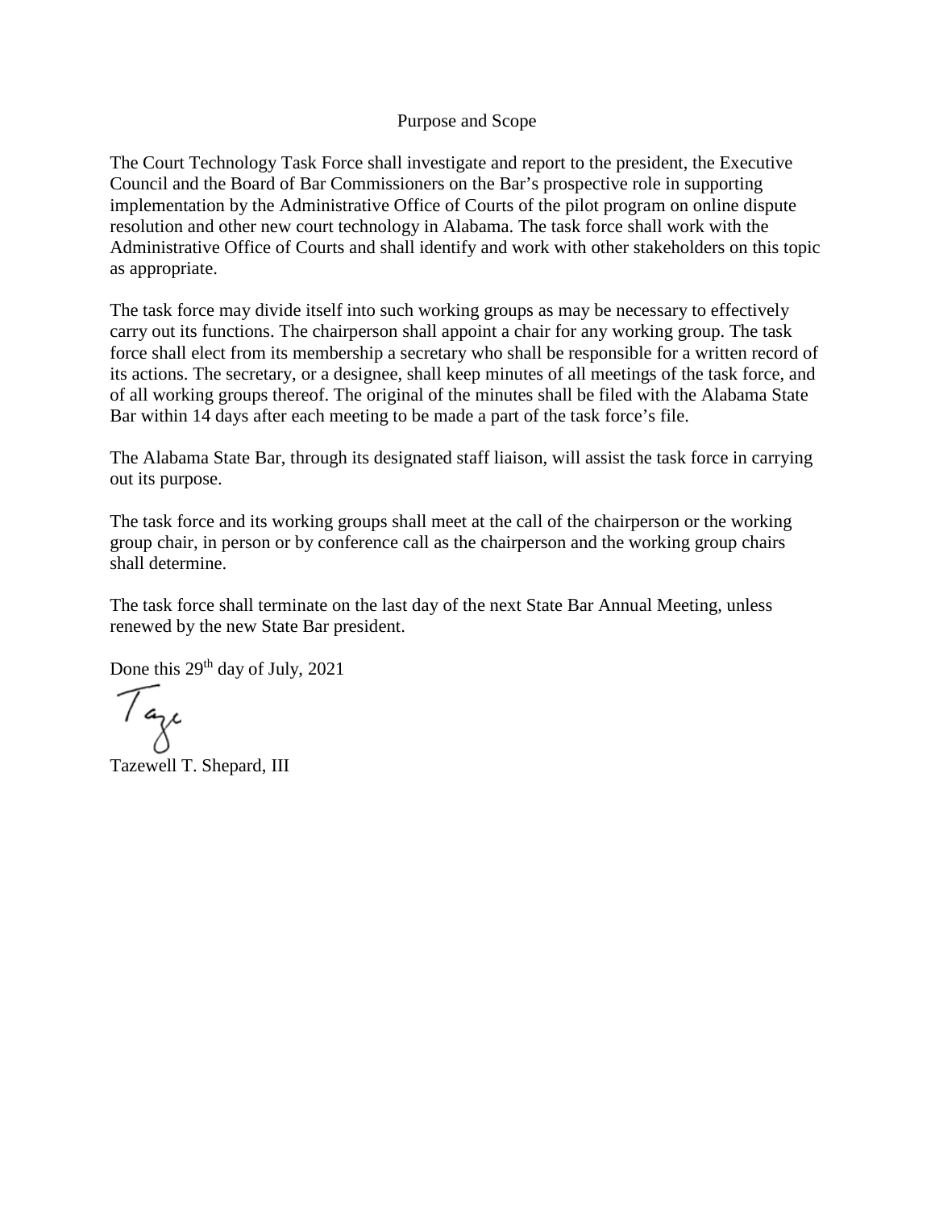## Purpose and Scope

The Court Technology Task Force shall investigate and report to the president, the Executive Council and the Board of Bar Commissioners on the Bar's prospective role in supporting implementation by the Administrative Office of Courts of the pilot program on online dispute resolution and other new court technology in Alabama. The task force shall work with the Administrative Office of Courts and shall identify and work with other stakeholders on this topic as appropriate.

The task force may divide itself into such working groups as may be necessary to effectively carry out its functions. The chairperson shall appoint a chair for any working group. The task force shall elect from its membership a secretary who shall be responsible for a written record of its actions. The secretary, or a designee, shall keep minutes of all meetings of the task force, and of all working groups thereof. The original of the minutes shall be filed with the Alabama State Bar within 14 days after each meeting to be made a part of the task force's file.

The Alabama State Bar, through its designated staff liaison, will assist the task force in carrying out its purpose.

The task force and its working groups shall meet at the call of the chairperson or the working group chair, in person or by conference call as the chairperson and the working group chairs shall determine.

The task force shall terminate on the last day of the next State Bar Annual Meeting, unless renewed by the new State Bar president.

Done this 29th day of July, 2021

Taze

Tazewell T. Shepard, III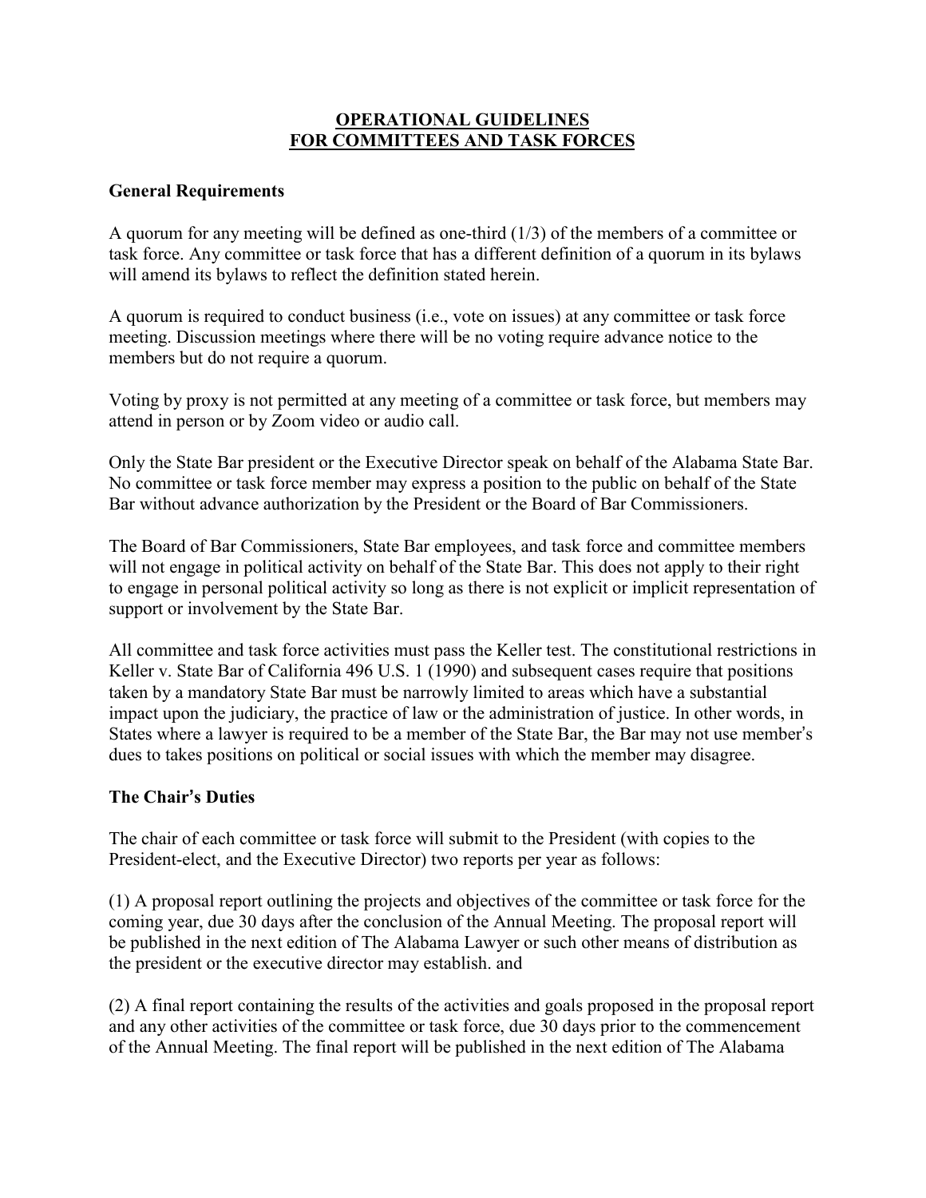## OPERATIONAL GUIDELINES FOR COMMITTEES AND TASK FORCES

### General Requirements

A quorum for any meeting will be defined as one-third (1/3) of the members of a committee or task force. Any committee or task force that has a different definition of a quorum in its bylaws will amend its bylaws to reflect the definition stated herein.

A quorum is required to conduct business (i.e., vote on issues) at any committee or task force meeting. Discussion meetings where there will be no voting require advance notice to the members but do not require a quorum.

Voting by proxy is not permitted at any meeting of a committee or task force, but members may attend in person or by Zoom video or audio call.

Only the State Bar president or the Executive Director speak on behalf of the Alabama State Bar. No committee or task force member may express a position to the public on behalf of the State Bar without advance authorization by the President or the Board of Bar Commissioners.

The Board of Bar Commissioners, State Bar employees, and task force and committee members will not engage in political activity on behalf of the State Bar. This does not apply to their right to engage in personal political activity so long as there is not explicit or implicit representation of support or involvement by the State Bar.

All committee and task force activities must pass the Keller test. The constitutional restrictions in Keller v. State Bar of California 496 U.S. 1 (1990) and subsequent cases require that positions taken by a mandatory State Bar must be narrowly limited to areas which have a substantial impact upon the judiciary, the practice of law or the administration of justice. In other words, in States where a lawyer is required to be a member of the State Bar, the Bar may not use member's dues to takes positions on political or social issues with which the member may disagree.

### The Chair's Duties

The chair of each committee or task force will submit to the President (with copies to the President-elect, and the Executive Director) two reports per year as follows:

(1) A proposal report outlining the projects and objectives of the committee or task force for the coming year, due 30 days after the conclusion of the Annual Meeting. The proposal report will be published in the next edition of The Alabama Lawyer or such other means of distribution as the president or the executive director may establish. and

(2) A final report containing the results of the activities and goals proposed in the proposal report and any other activities of the committee or task force, due 30 days prior to the commencement of the Annual Meeting. The final report will be published in the next edition of The Alabama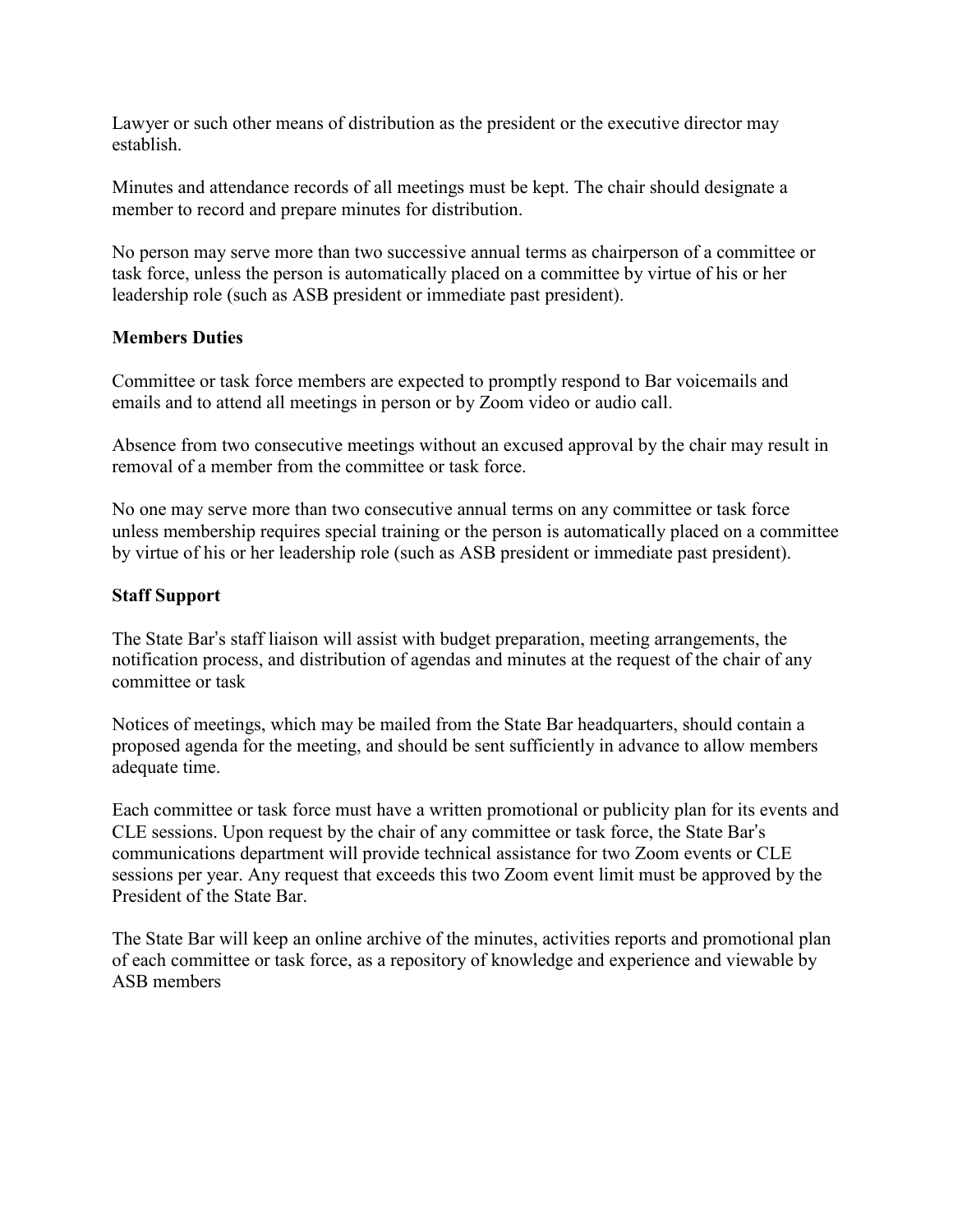Lawyer or such other means of distribution as the president or the executive director may establish.

Minutes and attendance records of all meetings must be kept. The chair should designate a member to record and prepare minutes for distribution.

No person may serve more than two successive annual terms as chairperson of a committee or task force, unless the person is automatically placed on a committee by virtue of his or her leadership role (such as ASB president or immediate past president).

**Members Duties**

Committee or task force members are expected to promptly respond to Bar voicemails and emails and to attend all meetings in person or by Zoom video or audio call.

Absence from two consecutive meetings without an excused approval by the chair may result in removal of a member from the committee or task force.

No one may serve more than two consecutive annual terms on any committee or task force unless membership requires special training or the person is automatically placed on a committee by virtue of his or her leadership role (such as ASB president or immediate past president).

**Staff Support**

The State Bar's staff liaison will assist with budget preparation, meeting arrangements, the notification process, and distribution of agendas and minutes at the request of the chair of any committee or task

Notices of meetings, which may be mailed from the State Bar headquarters, should contain a proposed agenda for the meeting, and should be sent sufficiently in advance to allow members adequate time.

Each committee or task force must have a written promotional or publicity plan for its events and CLE sessions. Upon request by the chair of any committee or task force, the State Bar's communications department will provide technical assistance for two Zoom events or CLE sessions per year. Any request that exceeds this two Zoom event limit must be approved by the President of the State Bar.

The State Bar will keep an online archive of the minutes, activities reports and promotional plan of each committee or task force, as a repository of knowledge and experience and viewable by ASB members